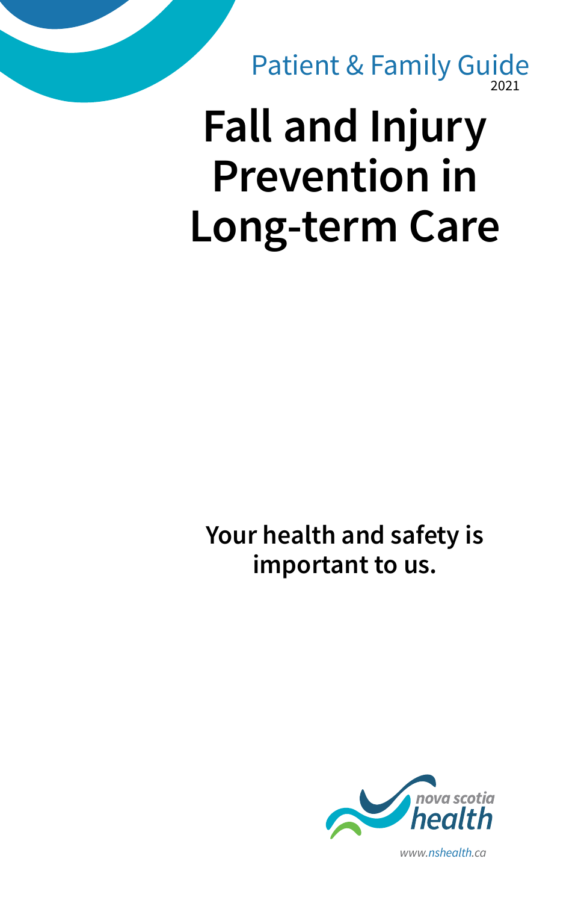Patient & Family Guide
2021

# Fall and Injury Prevention in Long-term Care

**Your health and safety is important to us.**

nova scotia health

www.nshealth.ca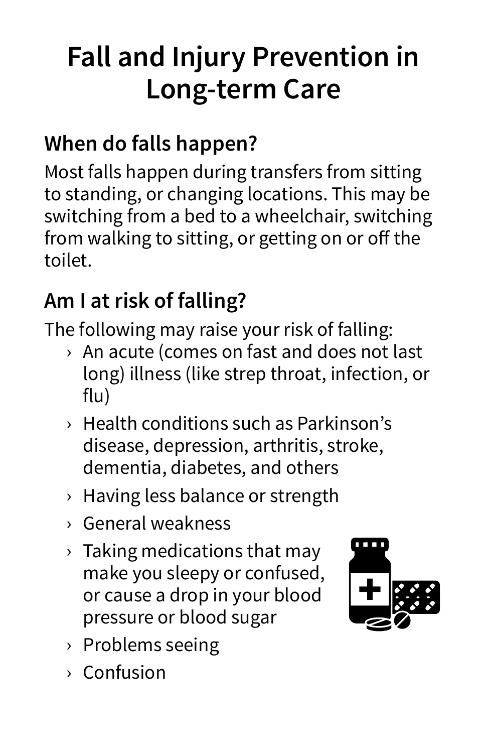# Fall and Injury Prevention in Long-term Care

## When do falls happen?

Most falls happen during transfers from sitting to standing, or changing locations. This may be switching from a bed to a wheelchair, switching from walking to sitting, or getting on or off the toilet.

## Am I at risk of falling?

The following may raise your risk of falling:

- An acute (comes on fast and does not last long) illness (like strep throat, infection, or flu)
- Health conditions such as Parkinson's disease, depression, arthritis, stroke, dementia, diabetes, and others
- Having less balance or strength
- General weakness
- Taking medications that may make you sleepy or confused, or cause a drop in your blood pressure or blood sugar
- Problems seeing
- Confusion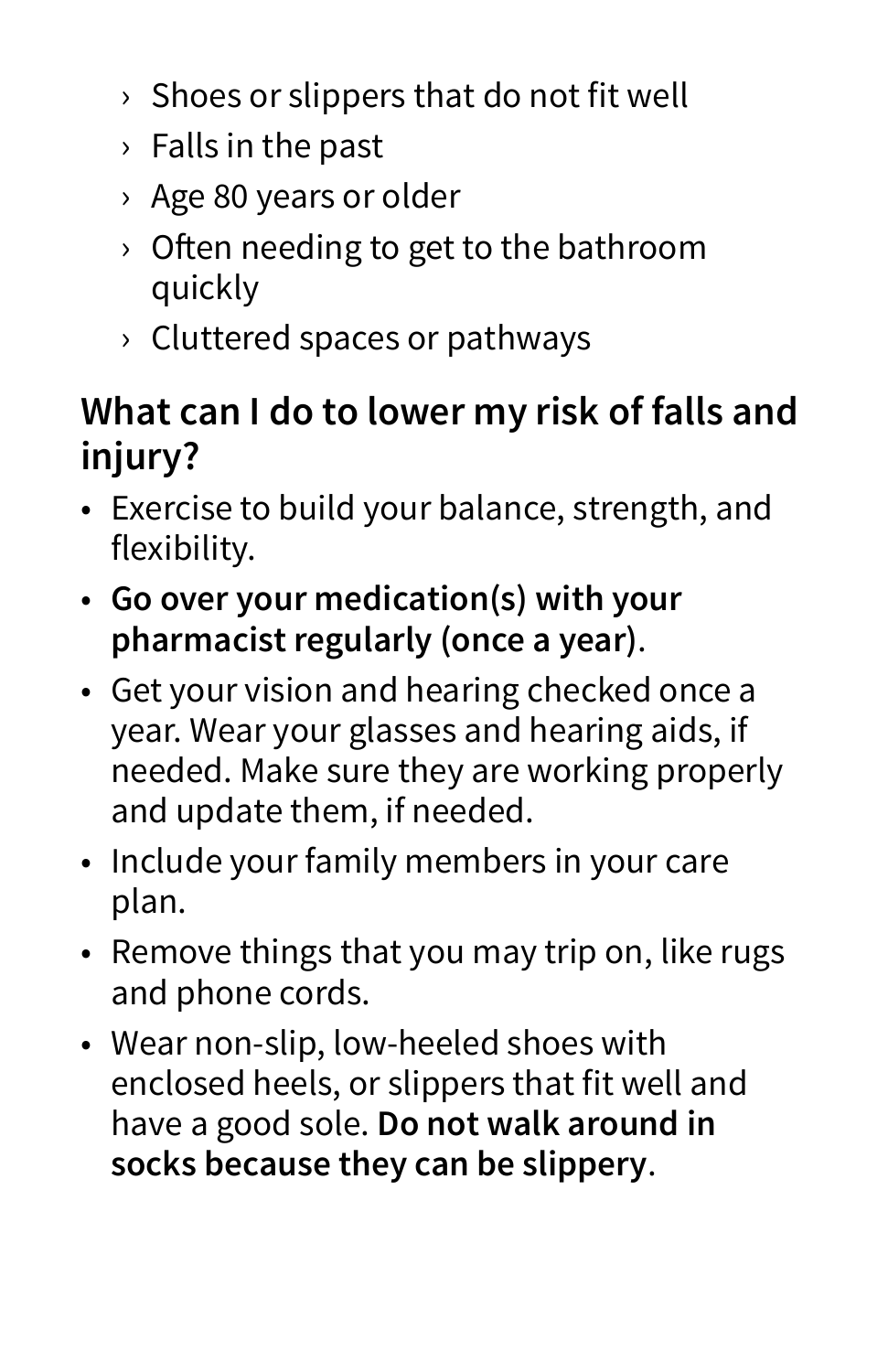- Shoes or slippers that do not fit well
  - Falls in the past
  - Age 80 years or older
  - Often needing to get to the bathroom quickly
  - Cluttered spaces or pathways

## What can I do to lower my risk of falls and injury?

- Exercise to build your balance, strength, and flexibility.
- **Go over your medication(s) with your pharmacist regularly (once a year)**.
- Get your vision and hearing checked once a year. Wear your glasses and hearing aids, if needed. Make sure they are working properly and update them, if needed.
- Include your family members in your care plan.
- Remove things that you may trip on, like rugs and phone cords.
- Wear non-slip, low-heeled shoes with enclosed heels, or slippers that fit well and have a good sole. **Do not walk around in socks because they can be slippery**.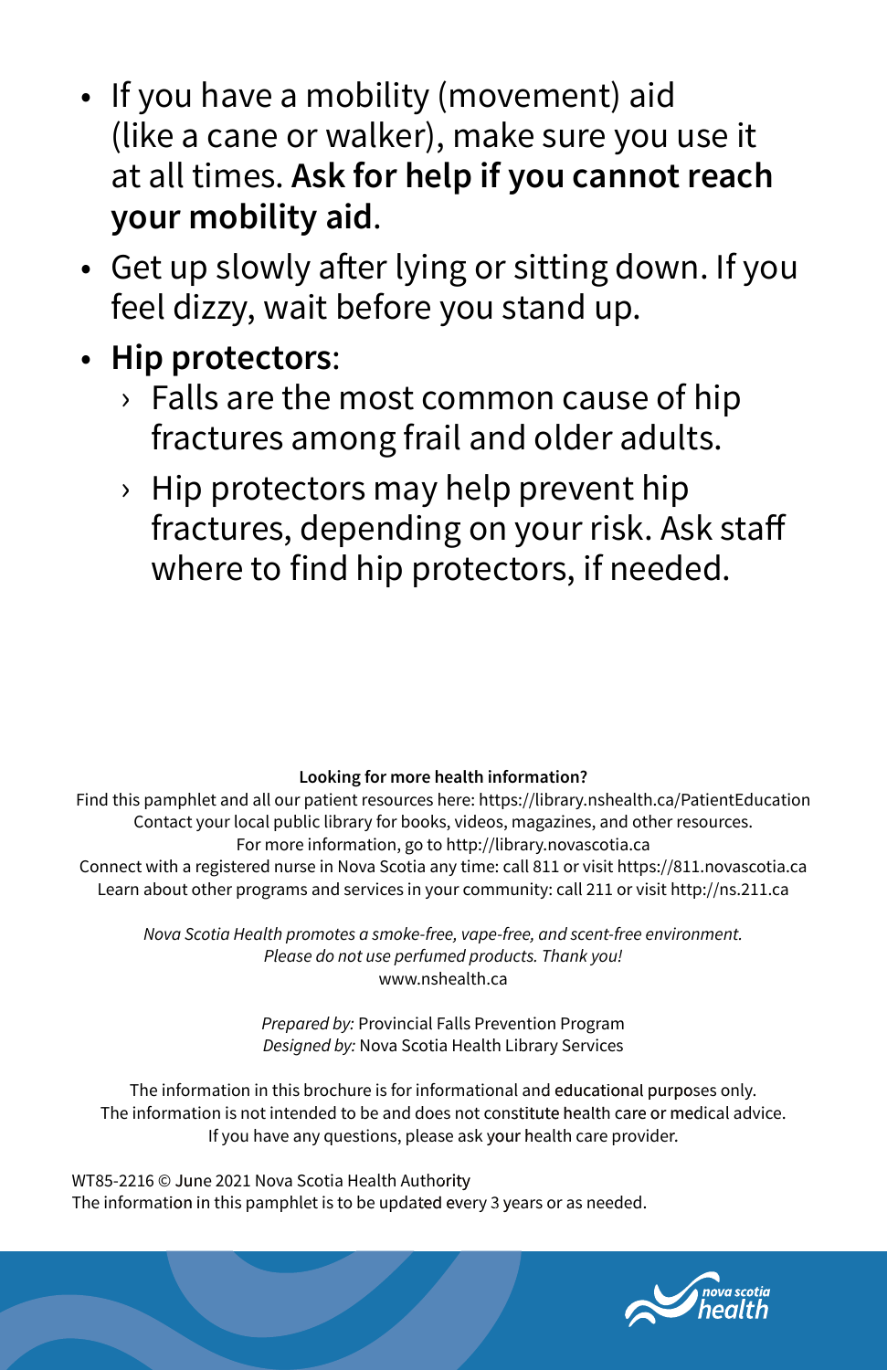- If you have a mobility (movement) aid (like a cane or walker), make sure you use it at all times. **Ask for help if you cannot reach your mobility aid**.
- Get up slowly after lying or sitting down. If you feel dizzy, wait before you stand up.
- **Hip protectors**:
  - Falls are the most common cause of hip fractures among frail and older adults.
  - Hip protectors may help prevent hip fractures, depending on your risk. Ask staff where to find hip protectors, if needed.

**Looking for more health information?**

Find this pamphlet and all our patient resources here: https://library.nshealth.ca/PatientEducation
Contact your local public library for books, videos, magazines, and other resources.
For more information, go to http://library.novascotia.ca
Connect with a registered nurse in Nova Scotia any time: call 811 or visit https://811.novascotia.ca
Learn about other programs and services in your community: call 211 or visit http://ns.211.ca

*Nova Scotia Health promotes a smoke-free, vape-free, and scent-free environment.*
*Please do not use perfumed products. Thank you!*
www.nshealth.ca

*Prepared by:* Provincial Falls Prevention Program
*Designed by:* Nova Scotia Health Library Services

The information in this brochure is for informational and educational purposes only.
The information is not intended to be and does not constitute health care or medical advice.
If you have any questions, please ask your health care provider.

WT85-2216 © June 2021 Nova Scotia Health Authority
The information in this pamphlet is to be updated every 3 years or as needed.